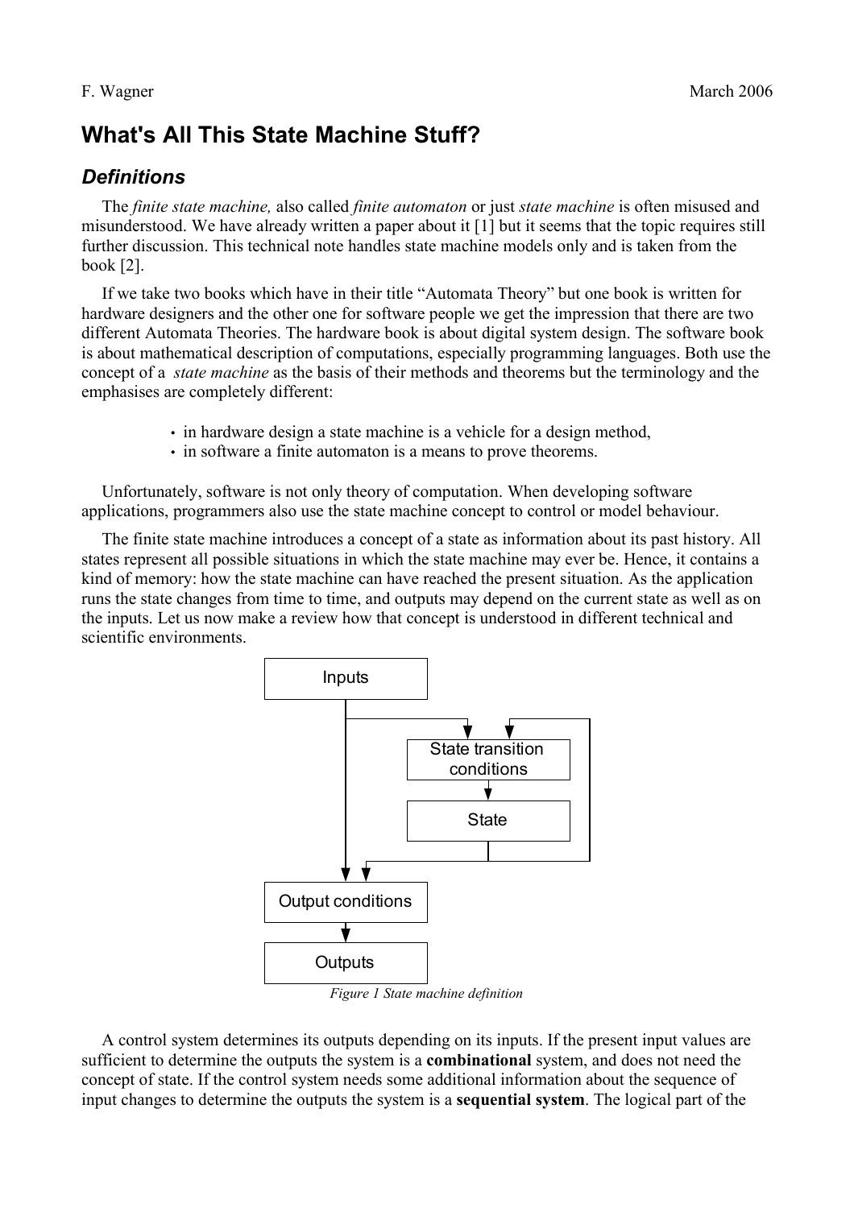F. Wagner March 2006

# What's All This State Machine Stuff?

## *Definitions*

The *finite state machine,* also called *finite automaton* or just *state machine* is often misused and misunderstood. We have already written a paper about it [1] but it seems that the topic requires still further discussion. This technical note handles state machine models only and is taken from the book [2].

If we take two books which have in their title "Automata Theory" but one book is written for hardware designers and the other one for software people we get the impression that there are two different Automata Theories. The hardware book is about digital system design. The software book is about mathematical description of computations, especially programming languages. Both use the concept of a *state machine* as the basis of their methods and theorems but the terminology and the emphasises are completely different:

- in hardware design a state machine is a vehicle for a design method,
- in software a finite automaton is a means to prove theorems.

Unfortunately, software is not only theory of computation. When developing software applications, programmers also use the state machine concept to control or model behaviour.

The finite state machine introduces a concept of a state as information about its past history. All states represent all possible situations in which the state machine may ever be. Hence, it contains a kind of memory: how the state machine can have reached the present situation. As the application runs the state changes from time to time, and outputs may depend on the current state as well as on the inputs. Let us now make a review how that concept is understood in different technical and scientific environments.

*Figure 1 State machine definition*

A control system determines its outputs depending on its inputs. If the present input values are sufficient to determine the outputs the system is a **combinational** system, and does not need the concept of state. If the control system needs some additional information about the sequence of input changes to determine the outputs the system is a **sequential system**. The logical part of the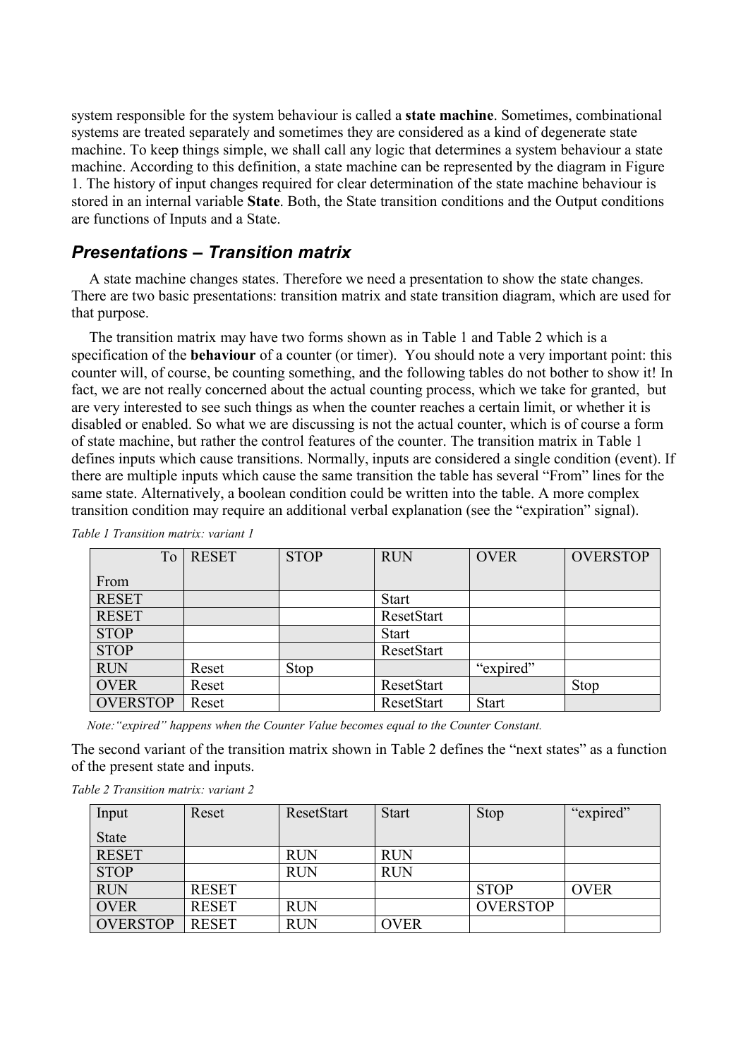system responsible for the system behaviour is called a **state machine**. Sometimes, combinational systems are treated separately and sometimes they are considered as a kind of degenerate state machine. To keep things simple, we shall call any logic that determines a system behaviour a state machine. According to this definition, a state machine can be represented by the diagram in Figure 1. The history of input changes required for clear determination of the state machine behaviour is stored in an internal variable **State**. Both, the State transition conditions and the Output conditions are functions of Inputs and a State.

## *Presentations – Transition matrix*

A state machine changes states. Therefore we need a presentation to show the state changes. There are two basic presentations: transition matrix and state transition diagram, which are used for that purpose.

The transition matrix may have two forms shown as in Table 1 and Table 2 which is a specification of the **behaviour** of a counter (or timer). You should note a very important point: this counter will, of course, be counting something, and the following tables do not bother to show it! In fact, we are not really concerned about the actual counting process, which we take for granted, but are very interested to see such things as when the counter reaches a certain limit, or whether it is disabled or enabled. So what we are discussing is not the actual counter, which is of course a form of state machine, but rather the control features of the counter. The transition matrix in Table 1 defines inputs which cause transitions. Normally, inputs are considered a single condition (event). If there are multiple inputs which cause the same transition the table has several "From" lines for the same state. Alternatively, a boolean condition could be written into the table. A more complex transition condition may require an additional verbal explanation (see the "expiration" signal).

*Table 1 Transition matrix: variant 1*

| To / From | RESET | STOP | RUN | OVER | OVERSTOP |
|---|---|---|---|---|---|
| RESET | | | Start | | |
| RESET | | | ResetStart | | |
| STOP | | | Start | | |
| STOP | | | ResetStart | | |
| RUN | Reset | Stop | | "expired" | |
| OVER | Reset | | ResetStart | | Stop |
| OVERSTOP | Reset | | ResetStart | Start | |

*Note: "expired" happens when the Counter Value becomes equal to the Counter Constant.*

The second variant of the transition matrix shown in Table 2 defines the "next states" as a function of the present state and inputs.

*Table 2 Transition matrix: variant 2*

| Input / State | Reset | ResetStart | Start | Stop | "expired" |
|---|---|---|---|---|---|
| RESET | | RUN | RUN | | |
| STOP | | RUN | RUN | | |
| RUN | RESET | | | STOP | OVER |
| OVER | RESET | RUN | | OVERSTOP | |
| OVERSTOP | RESET | RUN | OVER | | |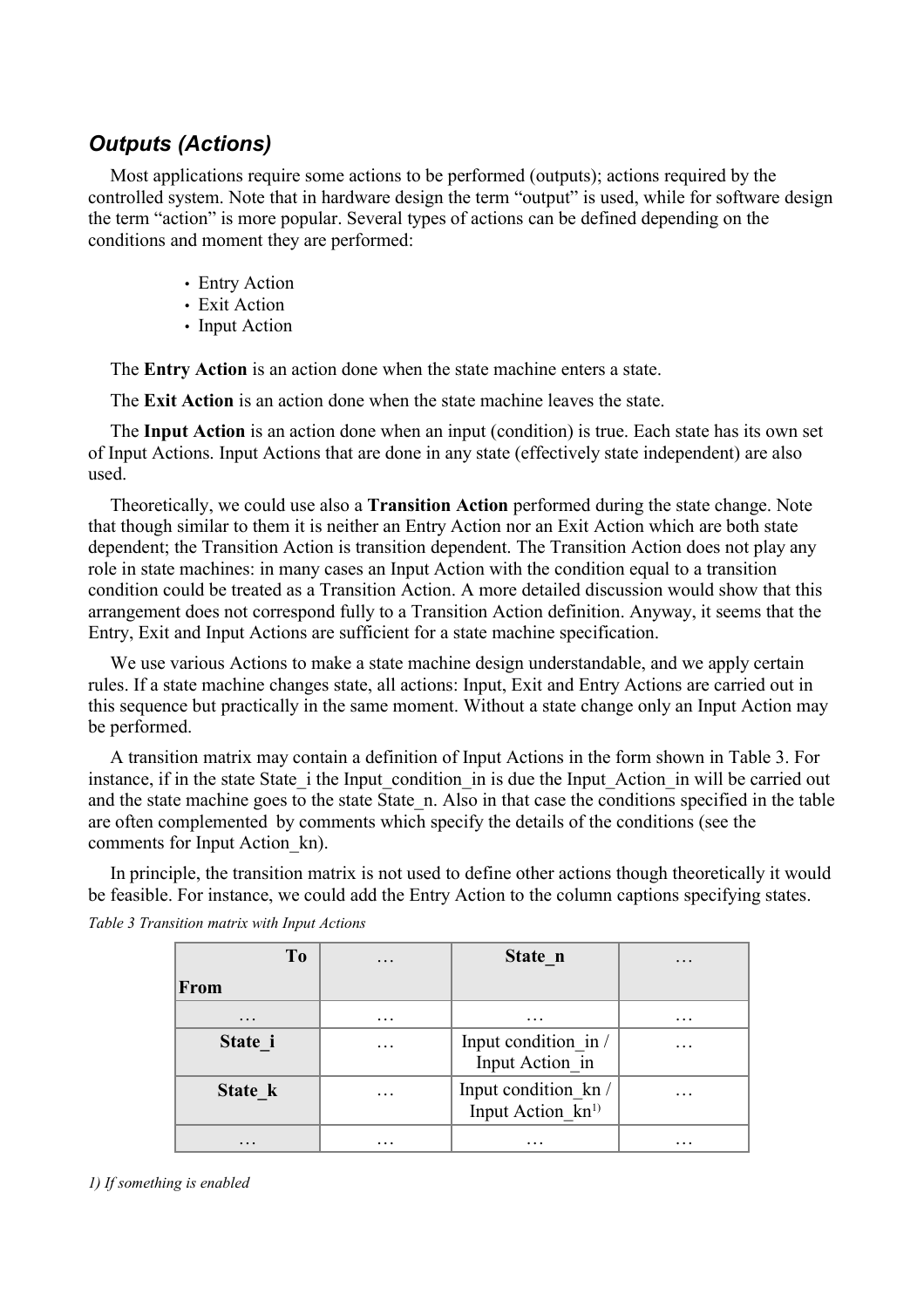### *Outputs (Actions)*

Most applications require some actions to be performed (outputs); actions required by the controlled system. Note that in hardware design the term "output" is used, while for software design the term "action" is more popular. Several types of actions can be defined depending on the conditions and moment they are performed:

- Entry Action
- Exit Action
- Input Action

The **Entry Action** is an action done when the state machine enters a state.

The **Exit Action** is an action done when the state machine leaves the state.

The **Input Action** is an action done when an input (condition) is true. Each state has its own set of Input Actions. Input Actions that are done in any state (effectively state independent) are also used.

Theoretically, we could use also a **Transition Action** performed during the state change. Note that though similar to them it is neither an Entry Action nor an Exit Action which are both state dependent; the Transition Action is transition dependent. The Transition Action does not play any role in state machines: in many cases an Input Action with the condition equal to a transition condition could be treated as a Transition Action. A more detailed discussion would show that this arrangement does not correspond fully to a Transition Action definition. Anyway, it seems that the Entry, Exit and Input Actions are sufficient for a state machine specification.

We use various Actions to make a state machine design understandable, and we apply certain rules. If a state machine changes state, all actions: Input, Exit and Entry Actions are carried out in this sequence but practically in the same moment. Without a state change only an Input Action may be performed.

A transition matrix may contain a definition of Input Actions in the form shown in Table 3. For instance, if in the state State_i the Input_condition_in is due the Input_Action_in will be carried out and the state machine goes to the state State_n. Also in that case the conditions specified in the table are often complemented by comments which specify the details of the conditions (see the comments for Input Action_kn).

In principle, the transition matrix is not used to define other actions though theoretically it would be feasible. For instance, we could add the Entry Action to the column captions specifying states.

*Table 3 Transition matrix with Input Actions*

| To / From | … | State_n | … |
|---|---|---|---|
| … | … | … | … |
| **State_i** | … | Input condition_in / Input Action_in | … |
| **State_k** | … | Input condition_kn / Input Action_kn[1)] | … |
| … | … | … | … |

*1) If something is enabled*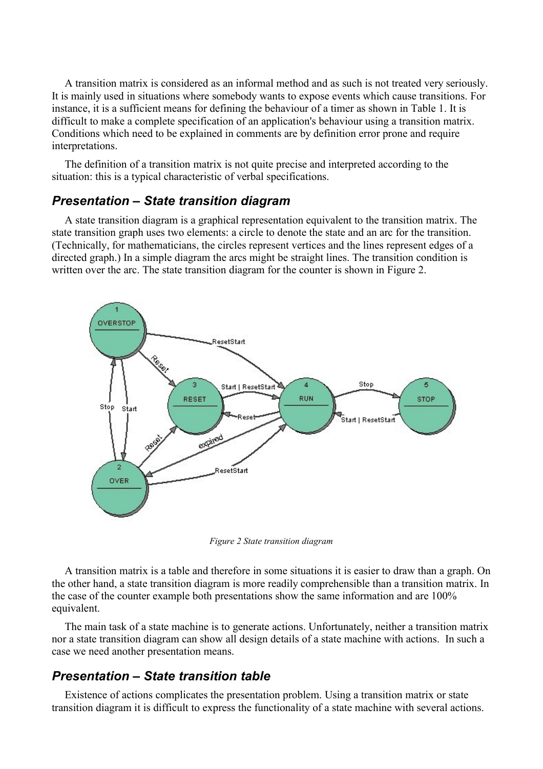A transition matrix is considered as an informal method and as such is not treated very seriously. It is mainly used in situations where somebody wants to expose events which cause transitions. For instance, it is a sufficient means for defining the behaviour of a timer as shown in Table 1. It is difficult to make a complete specification of an application's behaviour using a transition matrix. Conditions which need to be explained in comments are by definition error prone and require interpretations.

The definition of a transition matrix is not quite precise and interpreted according to the situation: this is a typical characteristic of verbal specifications.

## *Presentation – State transition diagram*

A state transition diagram is a graphical representation equivalent to the transition matrix. The state transition graph uses two elements: a circle to denote the state and an arc for the transition. (Technically, for mathematicians, the circles represent vertices and the lines represent edges of a directed graph.) In a simple diagram the arcs might be straight lines. The transition condition is written over the arc. The state transition diagram for the counter is shown in Figure 2.

*Figure 2 State transition diagram*

A transition matrix is a table and therefore in some situations it is easier to draw than a graph. On the other hand, a state transition diagram is more readily comprehensible than a transition matrix. In the case of the counter example both presentations show the same information and are 100% equivalent.

The main task of a state machine is to generate actions. Unfortunately, neither a transition matrix nor a state transition diagram can show all design details of a state machine with actions. In such a case we need another presentation means.

## *Presentation – State transition table*

Existence of actions complicates the presentation problem. Using a transition matrix or state transition diagram it is difficult to express the functionality of a state machine with several actions.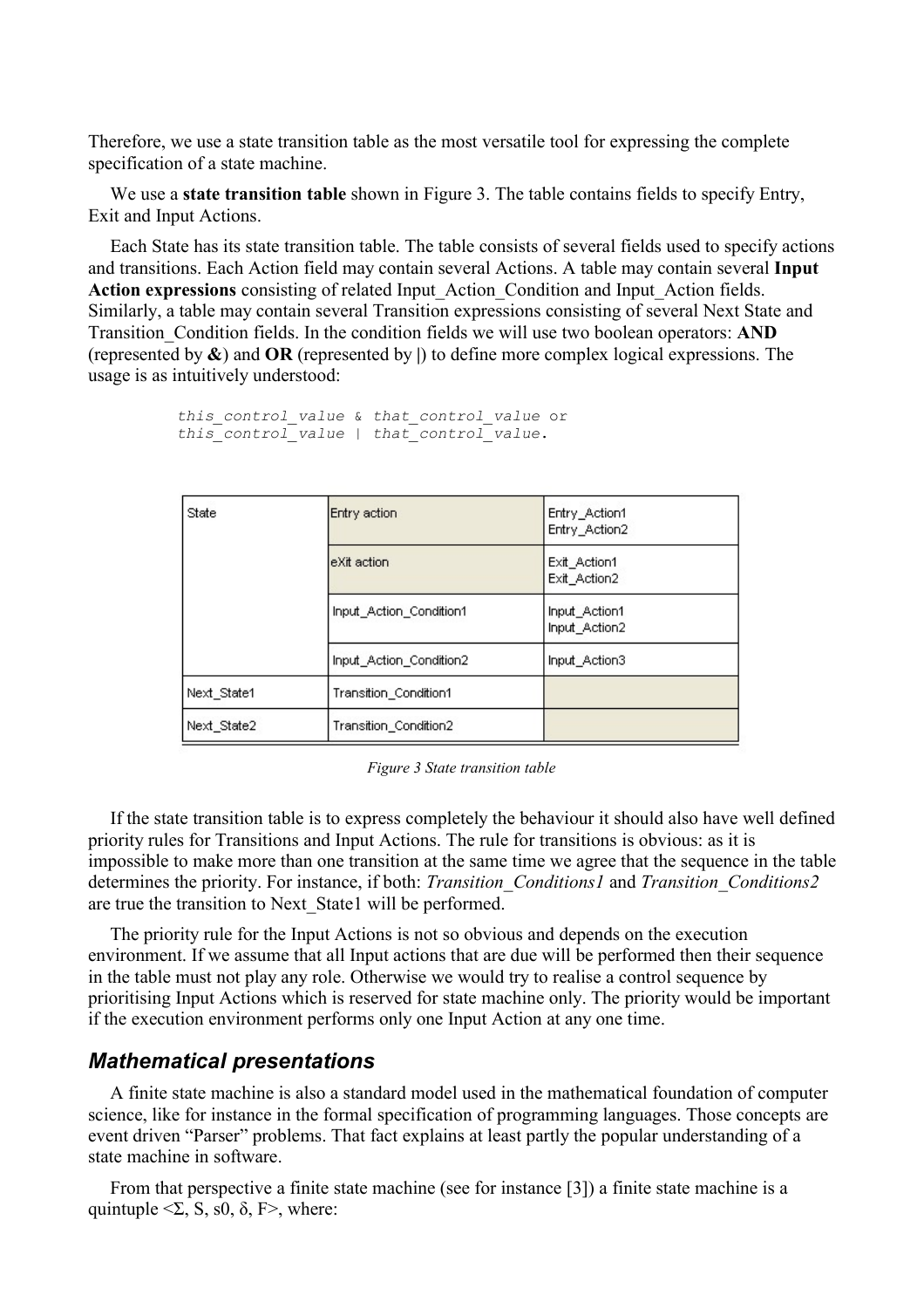Therefore, we use a state transition table as the most versatile tool for expressing the complete specification of a state machine.

We use a **state transition table** shown in Figure 3. The table contains fields to specify Entry, Exit and Input Actions.

Each State has its state transition table. The table consists of several fields used to specify actions and transitions. Each Action field may contain several Actions. A table may contain several **Input Action expressions** consisting of related Input_Action_Condition and Input_Action fields. Similarly, a table may contain several Transition expressions consisting of several Next State and Transition_Condition fields. In the condition fields we will use two boolean operators: **AND** (represented by **&**) and **OR** (represented by |) to define more complex logical expressions. The usage is as intuitively understood:

```
this_control_value & that_control_value or
this_control_value | that_control_value.
```

| State | Entry action | Entry_Action1<br>Entry_Action2 |
|---|---|---|
| | eXit action | Exit_Action1<br>Exit_Action2 |
| | Input_Action_Condition1 | Input_Action1<br>Input_Action2 |
| | Input_Action_Condition2 | Input_Action3 |
| Next_State1 | Transition_Condition1 | |
| Next_State2 | Transition_Condition2 | |

*Figure 3 State transition table*

If the state transition table is to express completely the behaviour it should also have well defined priority rules for Transitions and Input Actions. The rule for transitions is obvious: as it is impossible to make more than one transition at the same time we agree that the sequence in the table determines the priority. For instance, if both: *Transition_Conditions1* and *Transition_Conditions2* are true the transition to Next_State1 will be performed.

The priority rule for the Input Actions is not so obvious and depends on the execution environment. If we assume that all Input actions that are due will be performed then their sequence in the table must not play any role. Otherwise we would try to realise a control sequence by prioritising Input Actions which is reserved for state machine only. The priority would be important if the execution environment performs only one Input Action at any one time.

## Mathematical presentations

A finite state machine is also a standard model used in the mathematical foundation of computer science, like for instance in the formal specification of programming languages. Those concepts are event driven "Parser" problems. That fact explains at least partly the popular understanding of a state machine in software.

From that perspective a finite state machine (see for instance [3]) a finite state machine is a quintuple $<\Sigma, S, s0, \delta, F>$, where: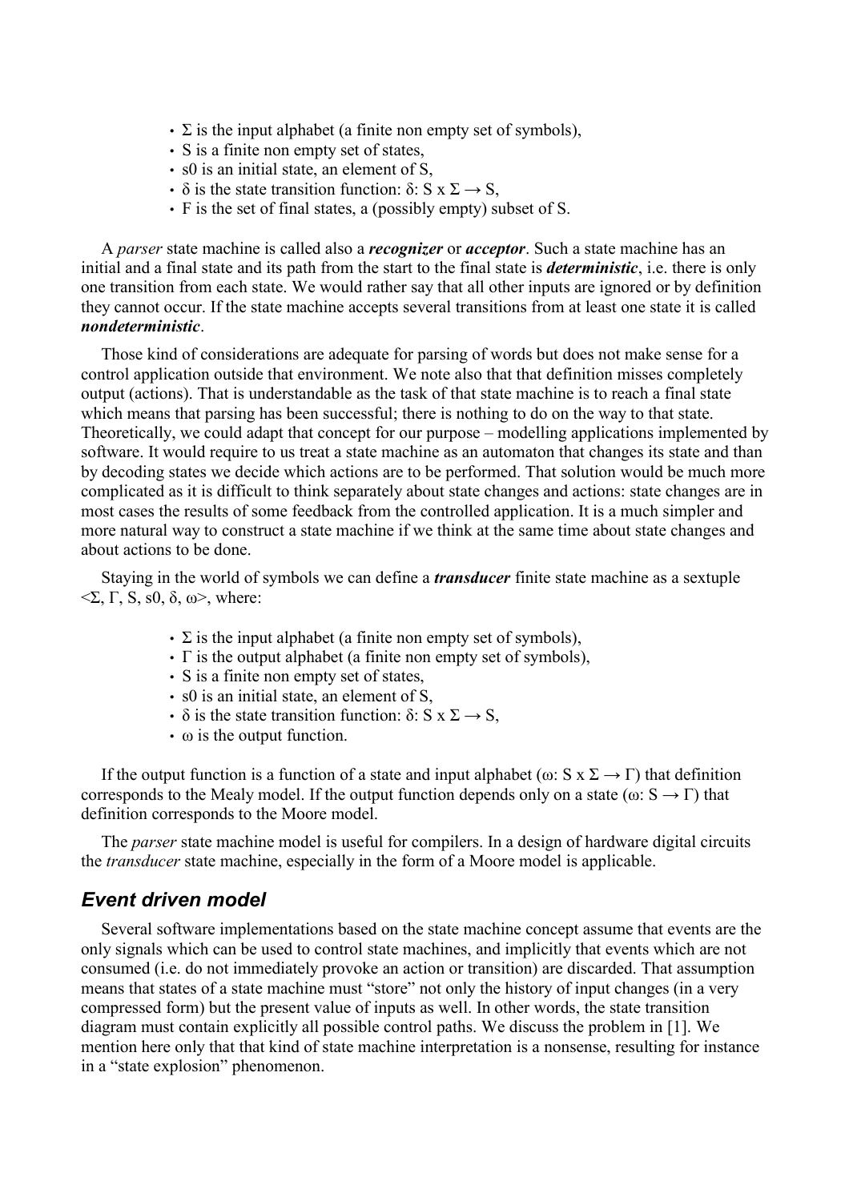- $\Sigma$ is the input alphabet (a finite non empty set of symbols),
- S is a finite non empty set of states,
- s0 is an initial state, an element of S,
- $\delta$ is the state transition function: $\delta$: S x $\Sigma \rightarrow$ S,
- F is the set of final states, a (possibly empty) subset of S.

A *parser* state machine is called also a ***recognizer*** or ***acceptor***. Such a state machine has an initial and a final state and its path from the start to the final state is ***deterministic***, i.e. there is only one transition from each state. We would rather say that all other inputs are ignored or by definition they cannot occur. If the state machine accepts several transitions from at least one state it is called ***nondeterministic***.

Those kind of considerations are adequate for parsing of words but does not make sense for a control application outside that environment. We note also that that definition misses completely output (actions). That is understandable as the task of that state machine is to reach a final state which means that parsing has been successful; there is nothing to do on the way to that state. Theoretically, we could adapt that concept for our purpose – modelling applications implemented by software. It would require to us treat a state machine as an automaton that changes its state and than by decoding states we decide which actions are to be performed. That solution would be much more complicated as it is difficult to think separately about state changes and actions: state changes are in most cases the results of some feedback from the controlled application. It is a much simpler and more natural way to construct a state machine if we think at the same time about state changes and about actions to be done.

Staying in the world of symbols we can define a ***transducer*** finite state machine as a sextuple <$\Sigma$, $\Gamma$, S, s0, $\delta$, $\omega$>, where:

- $\Sigma$ is the input alphabet (a finite non empty set of symbols),
- $\Gamma$ is the output alphabet (a finite non empty set of symbols),
- S is a finite non empty set of states,
- s0 is an initial state, an element of S,
- $\delta$ is the state transition function: $\delta$: S x $\Sigma \rightarrow$ S,
- $\omega$ is the output function.

If the output function is a function of a state and input alphabet ($\omega$: S x $\Sigma \rightarrow \Gamma$) that definition corresponds to the Mealy model. If the output function depends only on a state ($\omega$: S $\rightarrow \Gamma$) that definition corresponds to the Moore model.

The *parser* state machine model is useful for compilers. In a design of hardware digital circuits the *transducer* state machine, especially in the form of a Moore model is applicable.

## *Event driven model*

Several software implementations based on the state machine concept assume that events are the only signals which can be used to control state machines, and implicitly that events which are not consumed (i.e. do not immediately provoke an action or transition) are discarded. That assumption means that states of a state machine must "store" not only the history of input changes (in a very compressed form) but the present value of inputs as well. In other words, the state transition diagram must contain explicitly all possible control paths. We discuss the problem in [1]. We mention here only that that kind of state machine interpretation is a nonsense, resulting for instance in a "state explosion" phenomenon.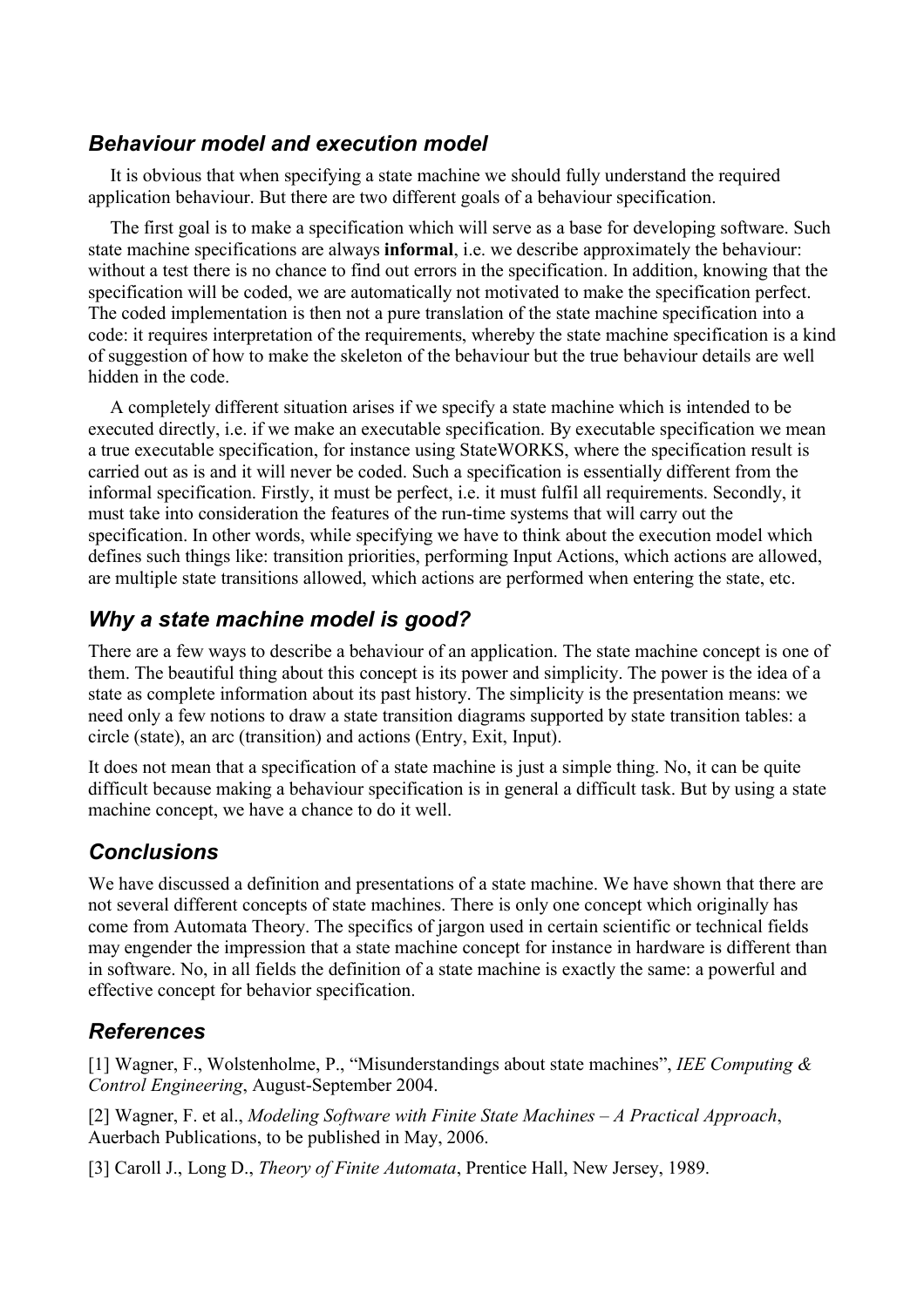## *Behaviour model and execution model*

It is obvious that when specifying a state machine we should fully understand the required application behaviour. But there are two different goals of a behaviour specification.

The first goal is to make a specification which will serve as a base for developing software. Such state machine specifications are always **informal**, i.e. we describe approximately the behaviour: without a test there is no chance to find out errors in the specification. In addition, knowing that the specification will be coded, we are automatically not motivated to make the specification perfect. The coded implementation is then not a pure translation of the state machine specification into a code: it requires interpretation of the requirements, whereby the state machine specification is a kind of suggestion of how to make the skeleton of the behaviour but the true behaviour details are well hidden in the code.

A completely different situation arises if we specify a state machine which is intended to be executed directly, i.e. if we make an executable specification. By executable specification we mean a true executable specification, for instance using StateWORKS, where the specification result is carried out as is and it will never be coded. Such a specification is essentially different from the informal specification. Firstly, it must be perfect, i.e. it must fulfil all requirements. Secondly, it must take into consideration the features of the run-time systems that will carry out the specification. In other words, while specifying we have to think about the execution model which defines such things like: transition priorities, performing Input Actions, which actions are allowed, are multiple state transitions allowed, which actions are performed when entering the state, etc.

## *Why a state machine model is good?*

There are a few ways to describe a behaviour of an application. The state machine concept is one of them. The beautiful thing about this concept is its power and simplicity. The power is the idea of a state as complete information about its past history. The simplicity is the presentation means: we need only a few notions to draw a state transition diagrams supported by state transition tables: a circle (state), an arc (transition) and actions (Entry, Exit, Input).

It does not mean that a specification of a state machine is just a simple thing. No, it can be quite difficult because making a behaviour specification is in general a difficult task. But by using a state machine concept, we have a chance to do it well.

## *Conclusions*

We have discussed a definition and presentations of a state machine. We have shown that there are not several different concepts of state machines. There is only one concept which originally has come from Automata Theory. The specifics of jargon used in certain scientific or technical fields may engender the impression that a state machine concept for instance in hardware is different than in software. No, in all fields the definition of a state machine is exactly the same: a powerful and effective concept for behavior specification.

## *References*

[1] Wagner, F., Wolstenholme, P., "Misunderstandings about state machines", *IEE Computing & Control Engineering*, August-September 2004.

[2] Wagner, F. et al., *Modeling Software with Finite State Machines – A Practical Approach*, Auerbach Publications, to be published in May, 2006.

[3] Caroll J., Long D., *Theory of Finite Automata*, Prentice Hall, New Jersey, 1989.